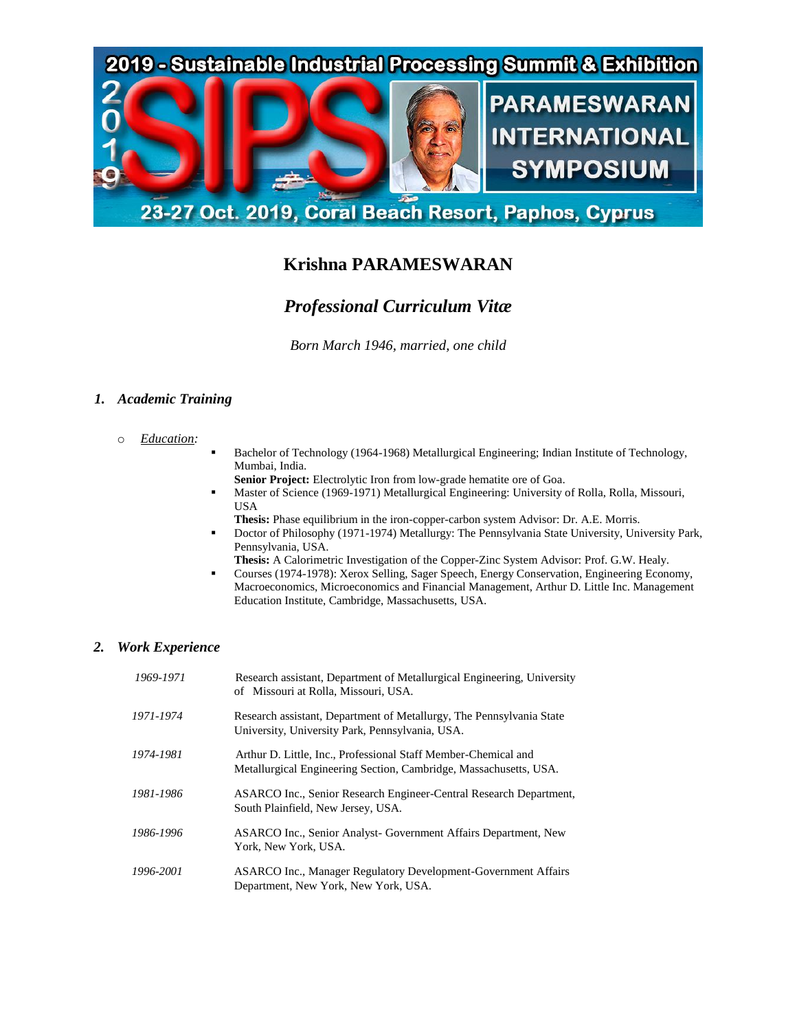# Krishna PARAMESWARAN

## *Professional Curriculum Vitæ*

*Born March 1946, married, one child*

### 1. *Academic Training*

- *Education:*
  - Bachelor of Technology (1964-1968) Metallurgical Engineering; Indian Institute of Technology, Mumbai, India.
    **Senior Project:** Electrolytic Iron from low-grade hematite ore of Goa.
  - Master of Science (1969-1971) Metallurgical Engineering: University of Rolla, Rolla, Missouri, USA
    **Thesis:** Phase equilibrium in the iron-copper-carbon system Advisor: Dr. A.E. Morris.
  - Doctor of Philosophy (1971-1974) Metallurgy: The Pennsylvania State University, University Park, Pennsylvania, USA.
    **Thesis:** A Calorimetric Investigation of the Copper-Zinc System Advisor: Prof. G.W. Healy.
  - Courses (1974-1978): Xerox Selling, Sager Speech, Energy Conservation, Engineering Economy, Macroeconomics, Microeconomics and Financial Management, Arthur D. Little Inc. Management Education Institute, Cambridge, Massachusetts, USA.

### 2. *Work Experience*

| | |
|---|---|
| *1969-1971* | Research assistant, Department of Metallurgical Engineering, University of Missouri at Rolla, Missouri, USA. |
| *1971-1974* | Research assistant, Department of Metallurgy, The Pennsylvania State University, University Park, Pennsylvania, USA. |
| *1974-1981* | Arthur D. Little, Inc., Professional Staff Member-Chemical and Metallurgical Engineering Section, Cambridge, Massachusetts, USA. |
| *1981-1986* | ASARCO Inc., Senior Research Engineer-Central Research Department, South Plainfield, New Jersey, USA. |
| *1986-1996* | ASARCO Inc., Senior Analyst- Government Affairs Department, New York, New York, USA. |
| *1996-2001* | ASARCO Inc., Manager Regulatory Development-Government Affairs Department, New York, New York, USA. |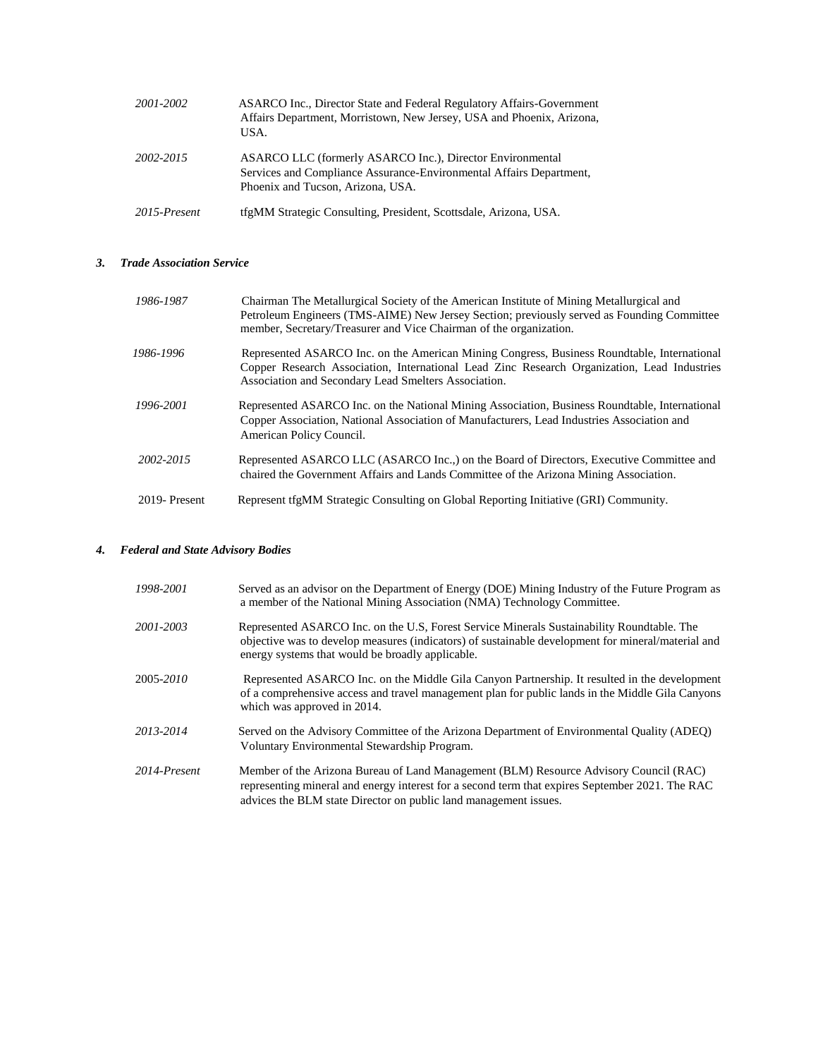| | |
|---|---|
| *2001-2002* | ASARCO Inc., Director State and Federal Regulatory Affairs-Government Affairs Department, Morristown, New Jersey, USA and Phoenix, Arizona, USA. |
| *2002-2015* | ASARCO LLC (formerly ASARCO Inc.), Director Environmental Services and Compliance Assurance-Environmental Affairs Department, Phoenix and Tucson, Arizona, USA. |
| *2015-Present* | tfgMM Strategic Consulting, President, Scottsdale, Arizona, USA. |

### *3. Trade Association Service*

| | |
|---|---|
| *1986-1987* | Chairman The Metallurgical Society of the American Institute of Mining Metallurgical and Petroleum Engineers (TMS-AIME) New Jersey Section; previously served as Founding Committee member, Secretary/Treasurer and Vice Chairman of the organization. |
| *1986-1996* | Represented ASARCO Inc. on the American Mining Congress, Business Roundtable, International Copper Research Association, International Lead Zinc Research Organization, Lead Industries Association and Secondary Lead Smelters Association. |
| *1996-2001* | Represented ASARCO Inc. on the National Mining Association, Business Roundtable, International Copper Association, National Association of Manufacturers, Lead Industries Association and American Policy Council. |
| *2002-2015* | Represented ASARCO LLC (ASARCO Inc.,) on the Board of Directors, Executive Committee and chaired the Government Affairs and Lands Committee of the Arizona Mining Association. |
| 2019- Present | Represent tfgMM Strategic Consulting on Global Reporting Initiative (GRI) Community. |

### *4. Federal and State Advisory Bodies*

| | |
|---|---|
| *1998-2001* | Served as an advisor on the Department of Energy (DOE) Mining Industry of the Future Program as a member of the National Mining Association (NMA) Technology Committee. |
| *2001-2003* | Represented ASARCO Inc. on the U.S, Forest Service Minerals Sustainability Roundtable. The objective was to develop measures (indicators) of sustainable development for mineral/material and energy systems that would be broadly applicable. |
| 2005-*2010* | Represented ASARCO Inc. on the Middle Gila Canyon Partnership. It resulted in the development of a comprehensive access and travel management plan for public lands in the Middle Gila Canyons which was approved in 2014. |
| *2013-2014* | Served on the Advisory Committee of the Arizona Department of Environmental Quality (ADEQ) Voluntary Environmental Stewardship Program. |
| *2014-Present* | Member of the Arizona Bureau of Land Management (BLM) Resource Advisory Council (RAC) representing mineral and energy interest for a second term that expires September 2021. The RAC advices the BLM state Director on public land management issues. |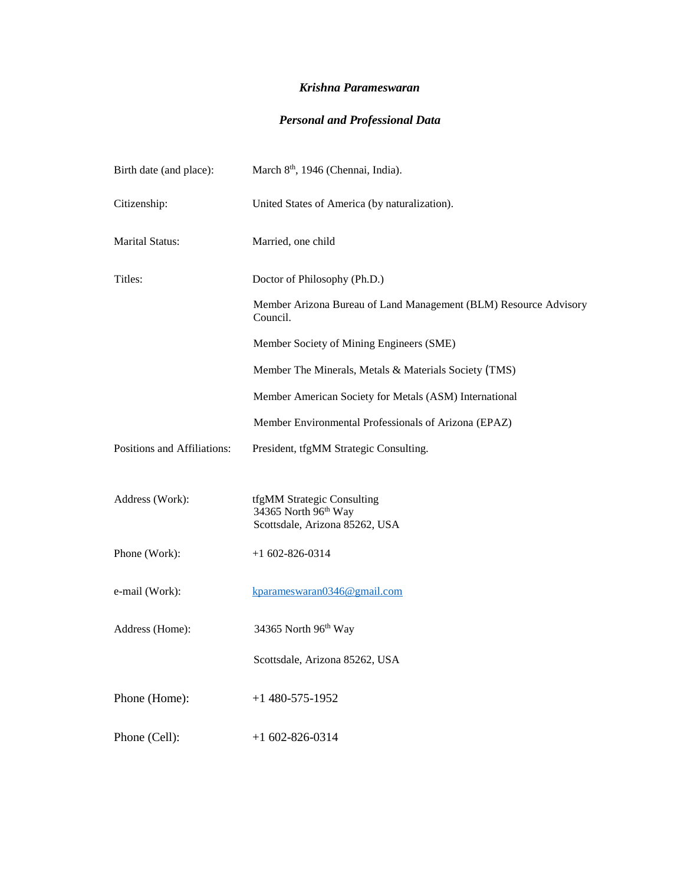***Krishna Parameswaran***

***Personal and Professional Data***

| | |
|---|---|
| Birth date (and place): | March 8th, 1946 (Chennai, India). |
| Citizenship: | United States of America (by naturalization). |
| Marital Status: | Married, one child |
| Titles: | Doctor of Philosophy (Ph.D.) |
| | Member Arizona Bureau of Land Management (BLM) Resource Advisory Council. |
| | Member Society of Mining Engineers (SME) |
| | Member The Minerals, Metals & Materials Society (TMS) |
| | Member American Society for Metals (ASM) International |
| | Member Environmental Professionals of Arizona (EPAZ) |
| Positions and Affiliations: | President, tfgMM Strategic Consulting. |
| Address (Work): | tfgMM Strategic Consulting<br>34365 North 96th Way<br>Scottsdale, Arizona 85262, USA |
| Phone (Work): | +1 602-826-0314 |
| e-mail (Work): | kparameswaran0346@gmail.com |
| Address (Home): | 34365 North 96th Way<br>Scottsdale, Arizona 85262, USA |
| Phone (Home): | +1 480-575-1952 |
| Phone (Cell): | +1 602-826-0314 |